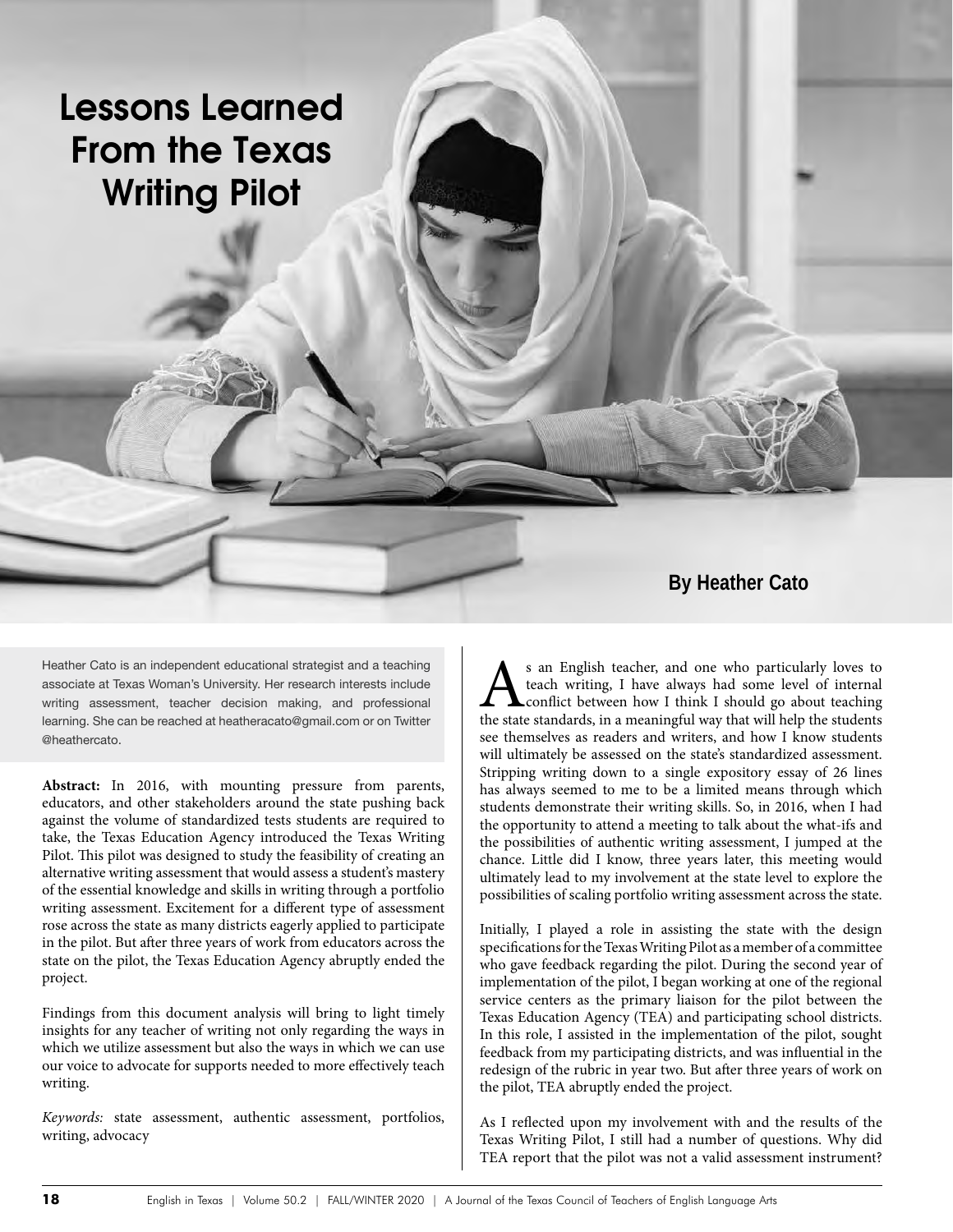# Lessons Learned From the Texas Writing Pilot

**By Heather Cato**

Heather Cato is an independent educational strategist and a teaching associate at Texas Woman's University. Her research interests include writing assessment, teacher decision making, and professional learning. She can be reached at heatheracato@gmail.com or on Twitter @heathercato.

**Abstract:** In 2016, with mounting pressure from parents, educators, and other stakeholders around the state pushing back against the volume of standardized tests students are required to take, the Texas Education Agency introduced the Texas Writing Pilot. This pilot was designed to study the feasibility of creating an alternative writing assessment that would assess a student's mastery of the essential knowledge and skills in writing through a portfolio writing assessment. Excitement for a different type of assessment rose across the state as many districts eagerly applied to participate in the pilot. But after three years of work from educators across the state on the pilot, the Texas Education Agency abruptly ended the project.

Findings from this document analysis will bring to light timely insights for any teacher of writing not only regarding the ways in which we utilize assessment but also the ways in which we can use our voice to advocate for supports needed to more effectively teach writing.

*Keywords:* state assessment, authentic assessment, portfolios, writing, advocacy

As an English teacher, and one who particularly loves to teach writing, I have always had some level of internal conflict between how I think I should go about teaching the state standards, in a meaningful way that will help the students see themselves as readers and writers, and how I know students will ultimately be assessed on the state's standardized assessment. Stripping writing down to a single expository essay of 26 lines has always seemed to me to be a limited means through which students demonstrate their writing skills. So, in 2016, when I had the opportunity to attend a meeting to talk about the what-ifs and the possibilities of authentic writing assessment, I jumped at the chance. Little did I know, three years later, this meeting would ultimately lead to my involvement at the state level to explore the possibilities of scaling portfolio writing assessment across the state.

Initially, I played a role in assisting the state with the design specifications for the Texas Writing Pilot as a member of a committee who gave feedback regarding the pilot. During the second year of implementation of the pilot, I began working at one of the regional service centers as the primary liaison for the pilot between the Texas Education Agency (TEA) and participating school districts. In this role, I assisted in the implementation of the pilot, sought feedback from my participating districts, and was influential in the redesign of the rubric in year two. But after three years of work on the pilot, TEA abruptly ended the project.

As I reflected upon my involvement with and the results of the Texas Writing Pilot, I still had a number of questions. Why did TEA report that the pilot was not a valid assessment instrument?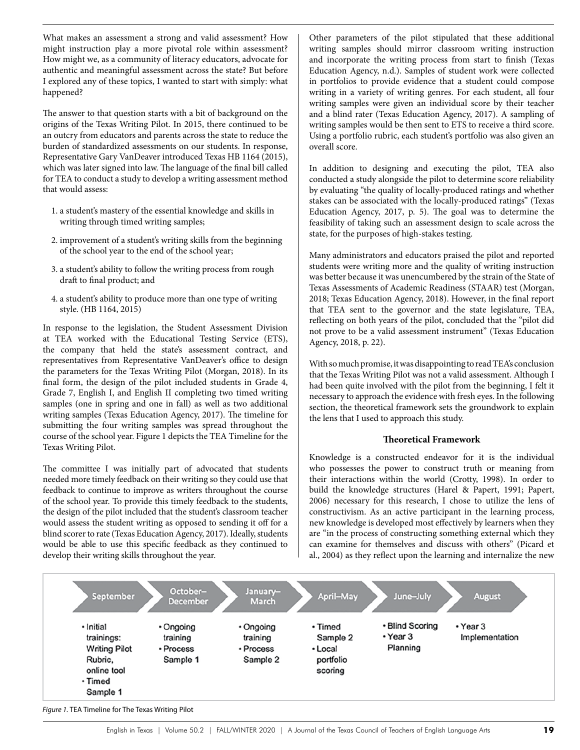What makes an assessment a strong and valid assessment? How might instruction play a more pivotal role within assessment? How might we, as a community of literacy educators, advocate for authentic and meaningful assessment across the state? But before I explored any of these topics, I wanted to start with simply: what happened?

The answer to that question starts with a bit of background on the origins of the Texas Writing Pilot. In 2015, there continued to be an outcry from educators and parents across the state to reduce the burden of standardized assessments on our students. In response, Representative Gary VanDeaver introduced Texas HB 1164 (2015), which was later signed into law. The language of the final bill called for TEA to conduct a study to develop a writing assessment method that would assess:

1. a student's mastery of the essential knowledge and skills in writing through timed writing samples;
2. improvement of a student's writing skills from the beginning of the school year to the end of the school year;
3. a student's ability to follow the writing process from rough draft to final product; and
4. a student's ability to produce more than one type of writing style. (HB 1164, 2015)

In response to the legislation, the Student Assessment Division at TEA worked with the Educational Testing Service (ETS), the company that held the state's assessment contract, and representatives from Representative VanDeaver's office to design the parameters for the Texas Writing Pilot (Morgan, 2018). In its final form, the design of the pilot included students in Grade 4, Grade 7, English I, and English II completing two timed writing samples (one in spring and one in fall) as well as two additional writing samples (Texas Education Agency, 2017). The timeline for submitting the four writing samples was spread throughout the course of the school year. Figure 1 depicts the TEA Timeline for the Texas Writing Pilot.

The committee I was initially part of advocated that students needed more timely feedback on their writing so they could use that feedback to continue to improve as writers throughout the course of the school year. To provide this timely feedback to the students, the design of the pilot included that the student's classroom teacher would assess the student writing as opposed to sending it off for a blind scorer to rate (Texas Education Agency, 2017). Ideally, students would be able to use this specific feedback as they continued to develop their writing skills throughout the year.

Other parameters of the pilot stipulated that these additional writing samples should mirror classroom writing instruction and incorporate the writing process from start to finish (Texas Education Agency, n.d.). Samples of student work were collected in portfolios to provide evidence that a student could compose writing in a variety of writing genres. For each student, all four writing samples were given an individual score by their teacher and a blind rater (Texas Education Agency, 2017). A sampling of writing samples would be then sent to ETS to receive a third score. Using a portfolio rubric, each student's portfolio was also given an overall score.

In addition to designing and executing the pilot, TEA also conducted a study alongside the pilot to determine score reliability by evaluating "the quality of locally-produced ratings and whether stakes can be associated with the locally-produced ratings" (Texas Education Agency, 2017, p. 5). The goal was to determine the feasibility of taking such an assessment design to scale across the state, for the purposes of high-stakes testing.

Many administrators and educators praised the pilot and reported students were writing more and the quality of writing instruction was better because it was unencumbered by the strain of the State of Texas Assessments of Academic Readiness (STAAR) test (Morgan, 2018; Texas Education Agency, 2018). However, in the final report that TEA sent to the governor and the state legislature, TEA, reflecting on both years of the pilot, concluded that the "pilot did not prove to be a valid assessment instrument" (Texas Education Agency, 2018, p. 22).

With so much promise, it was disappointing to read TEA's conclusion that the Texas Writing Pilot was not a valid assessment. Although I had been quite involved with the pilot from the beginning, I felt it necessary to approach the evidence with fresh eyes. In the following section, the theoretical framework sets the groundwork to explain the lens that I used to approach this study.

### Theoretical Framework

Knowledge is a constructed endeavor for it is the individual who possesses the power to construct truth or meaning from their interactions within the world (Crotty, 1998). In order to build the knowledge structures (Harel & Papert, 1991; Papert, 2006) necessary for this research, I chose to utilize the lens of constructivism. As an active participant in the learning process, new knowledge is developed most effectively by learners when they are "in the process of constructing something external which they can examine for themselves and discuss with others" (Picard et al., 2004) as they reflect upon the learning and internalize the new

| September | October–December | January–March | April–May | June–July | August |
|---|---|---|---|---|---|
| • Initial trainings: Writing Pilot Rubric, online tool<br>• Timed Sample 1 | • Ongoing training<br>• Process Sample 1 | • Ongoing training<br>• Process Sample 2 | • Timed Sample 2<br>• Local portfolio scoring | • Blind Scoring<br>• Year 3 Planning | • Year 3 Implementation |

*Figure 1.* TEA Timeline for The Texas Writing Pilot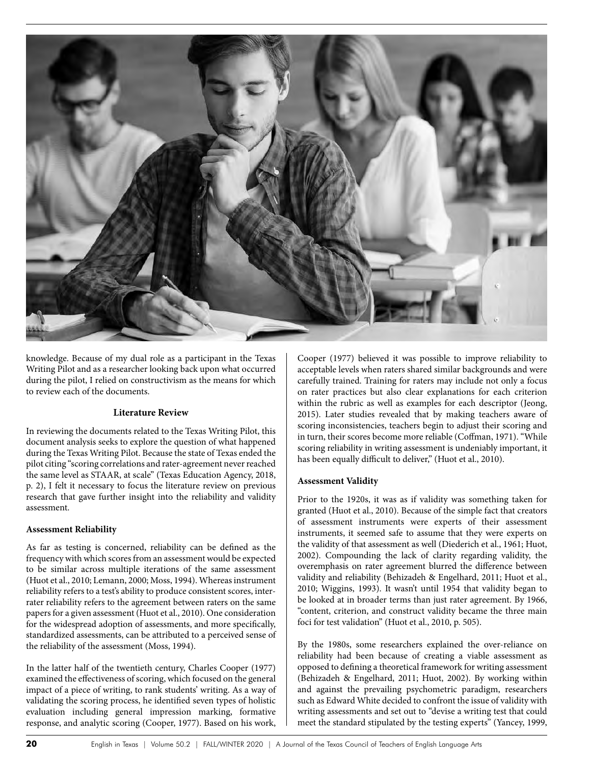knowledge. Because of my dual role as a participant in the Texas Writing Pilot and as a researcher looking back upon what occurred during the pilot, I relied on constructivism as the means for which to review each of the documents.

## Literature Review

In reviewing the documents related to the Texas Writing Pilot, this document analysis seeks to explore the question of what happened during the Texas Writing Pilot. Because the state of Texas ended the pilot citing "scoring correlations and rater-agreement never reached the same level as STAAR, at scale" (Texas Education Agency, 2018, p. 2), I felt it necessary to focus the literature review on previous research that gave further insight into the reliability and validity assessment.

### Assessment Reliability

As far as testing is concerned, reliability can be defined as the frequency with which scores from an assessment would be expected to be similar across multiple iterations of the same assessment (Huot et al., 2010; Lemann, 2000; Moss, 1994). Whereas instrument reliability refers to a test's ability to produce consistent scores, inter-rater reliability refers to the agreement between raters on the same papers for a given assessment (Huot et al., 2010). One consideration for the widespread adoption of assessments, and more specifically, standardized assessments, can be attributed to a perceived sense of the reliability of the assessment (Moss, 1994).

In the latter half of the twentieth century, Charles Cooper (1977) examined the effectiveness of scoring, which focused on the general impact of a piece of writing, to rank students' writing. As a way of validating the scoring process, he identified seven types of holistic evaluation including general impression marking, formative response, and analytic scoring (Cooper, 1977). Based on his work, Cooper (1977) believed it was possible to improve reliability to acceptable levels when raters shared similar backgrounds and were carefully trained. Training for raters may include not only a focus on rater practices but also clear explanations for each criterion within the rubric as well as examples for each descriptor (Jeong, 2015). Later studies revealed that by making teachers aware of scoring inconsistencies, teachers begin to adjust their scoring and in turn, their scores become more reliable (Coffman, 1971). "While scoring reliability in writing assessment is undeniably important, it has been equally difficult to deliver," (Huot et al., 2010).

### Assessment Validity

Prior to the 1920s, it was as if validity was something taken for granted (Huot et al., 2010). Because of the simple fact that creators of assessment instruments were experts of their assessment instruments, it seemed safe to assume that they were experts on the validity of that assessment as well (Diederich et al., 1961; Huot, 2002). Compounding the lack of clarity regarding validity, the overemphasis on rater agreement blurred the difference between validity and reliability (Behizadeh & Engelhard, 2011; Huot et al., 2010; Wiggins, 1993). It wasn't until 1954 that validity began to be looked at in broader terms than just rater agreement. By 1966, "content, criterion, and construct validity became the three main foci for test validation" (Huot et al., 2010, p. 505).

By the 1980s, some researchers explained the over-reliance on reliability had been because of creating a viable assessment as opposed to defining a theoretical framework for writing assessment (Behizadeh & Engelhard, 2011; Huot, 2002). By working within and against the prevailing psychometric paradigm, researchers such as Edward White decided to confront the issue of validity with writing assessments and set out to "devise a writing test that could meet the standard stipulated by the testing experts" (Yancey, 1999,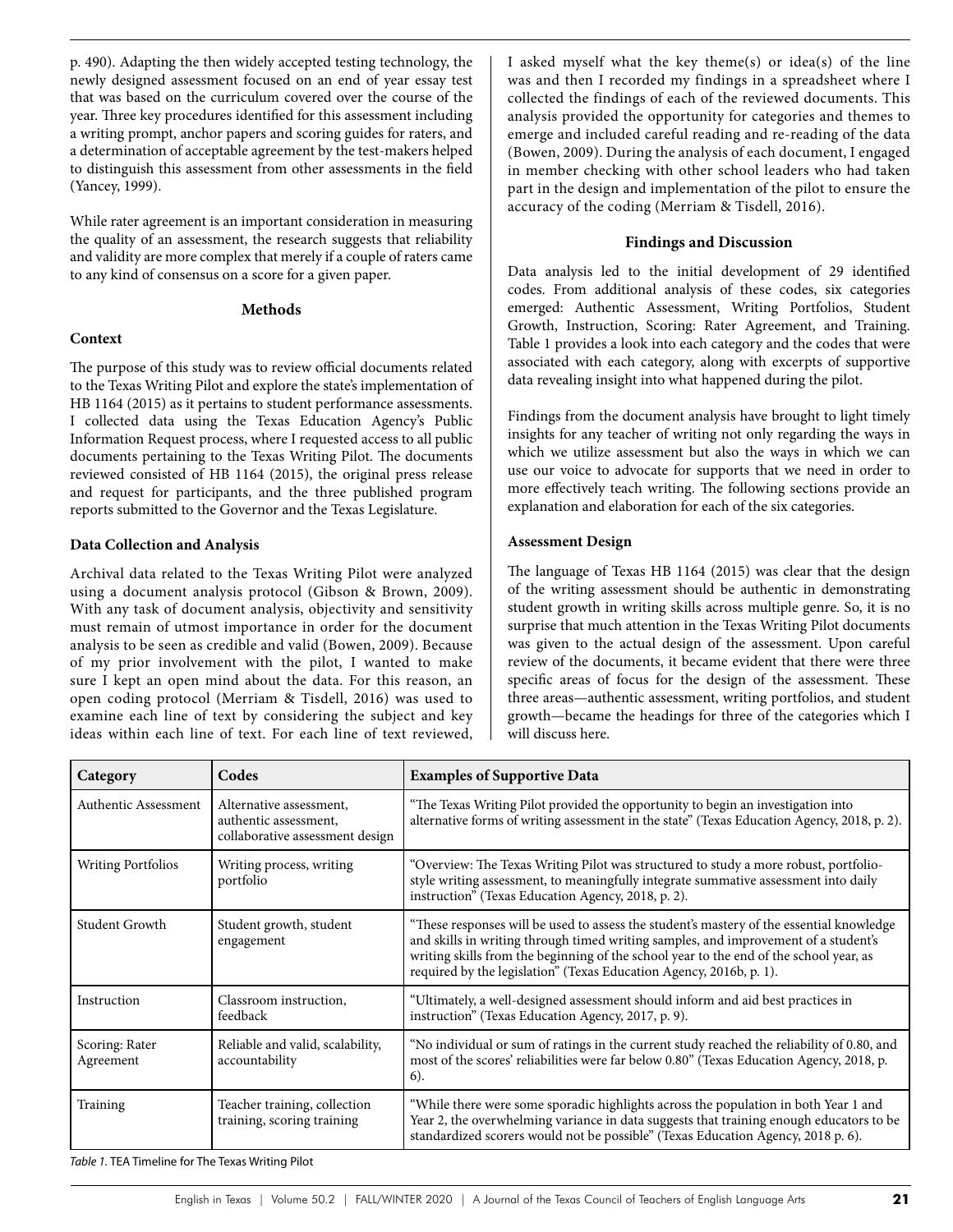p. 490). Adapting the then widely accepted testing technology, the newly designed assessment focused on an end of year essay test that was based on the curriculum covered over the course of the year. Three key procedures identified for this assessment including a writing prompt, anchor papers and scoring guides for raters, and a determination of acceptable agreement by the test-makers helped to distinguish this assessment from other assessments in the field (Yancey, 1999).

While rater agreement is an important consideration in measuring the quality of an assessment, the research suggests that reliability and validity are more complex that merely if a couple of raters came to any kind of consensus on a score for a given paper.

## Methods

### Context

The purpose of this study was to review official documents related to the Texas Writing Pilot and explore the state's implementation of HB 1164 (2015) as it pertains to student performance assessments. I collected data using the Texas Education Agency's Public Information Request process, where I requested access to all public documents pertaining to the Texas Writing Pilot. The documents reviewed consisted of HB 1164 (2015), the original press release and request for participants, and the three published program reports submitted to the Governor and the Texas Legislature.

### Data Collection and Analysis

Archival data related to the Texas Writing Pilot were analyzed using a document analysis protocol (Gibson & Brown, 2009). With any task of document analysis, objectivity and sensitivity must remain of utmost importance in order for the document analysis to be seen as credible and valid (Bowen, 2009). Because of my prior involvement with the pilot, I wanted to make sure I kept an open mind about the data. For this reason, an open coding protocol (Merriam & Tisdell, 2016) was used to examine each line of text by considering the subject and key ideas within each line of text. For each line of text reviewed, I asked myself what the key theme(s) or idea(s) of the line was and then I recorded my findings in a spreadsheet where I collected the findings of each of the reviewed documents. This analysis provided the opportunity for categories and themes to emerge and included careful reading and re-reading of the data (Bowen, 2009). During the analysis of each document, I engaged in member checking with other school leaders who had taken part in the design and implementation of the pilot to ensure the accuracy of the coding (Merriam & Tisdell, 2016).

## Findings and Discussion

Data analysis led to the initial development of 29 identified codes. From additional analysis of these codes, six categories emerged: Authentic Assessment, Writing Portfolios, Student Growth, Instruction, Scoring: Rater Agreement, and Training. Table 1 provides a look into each category and the codes that were associated with each category, along with excerpts of supportive data revealing insight into what happened during the pilot.

Findings from the document analysis have brought to light timely insights for any teacher of writing not only regarding the ways in which we utilize assessment but also the ways in which we can use our voice to advocate for supports that we need in order to more effectively teach writing. The following sections provide an explanation and elaboration for each of the six categories.

### Assessment Design

The language of Texas HB 1164 (2015) was clear that the design of the writing assessment should be authentic in demonstrating student growth in writing skills across multiple genre. So, it is no surprise that much attention in the Texas Writing Pilot documents was given to the actual design of the assessment. Upon careful review of the documents, it became evident that there were three specific areas of focus for the design of the assessment. These three areas—authentic assessment, writing portfolios, and student growth—became the headings for three of the categories which I will discuss here.

| Category | Codes | Examples of Supportive Data |
|---|---|---|
| Authentic Assessment | Alternative assessment, authentic assessment, collaborative assessment design | "The Texas Writing Pilot provided the opportunity to begin an investigation into alternative forms of writing assessment in the state" (Texas Education Agency, 2018, p. 2). |
| Writing Portfolios | Writing process, writing portfolio | "Overview: The Texas Writing Pilot was structured to study a more robust, portfolio-style writing assessment, to meaningfully integrate summative assessment into daily instruction" (Texas Education Agency, 2018, p. 2). |
| Student Growth | Student growth, student engagement | "These responses will be used to assess the student's mastery of the essential knowledge and skills in writing through timed writing samples, and improvement of a student's writing skills from the beginning of the school year to the end of the school year, as required by the legislation" (Texas Education Agency, 2016b, p. 1). |
| Instruction | Classroom instruction, feedback | "Ultimately, a well-designed assessment should inform and aid best practices in instruction" (Texas Education Agency, 2017, p. 9). |
| Scoring: Rater Agreement | Reliable and valid, scalability, accountability | "No individual or sum of ratings in the current study reached the reliability of 0.80, and most of the scores' reliabilities were far below 0.80" (Texas Education Agency, 2018, p. 6). |
| Training | Teacher training, collection training, scoring training | "While there were some sporadic highlights across the population in both Year 1 and Year 2, the overwhelming variance in data suggests that training enough educators to be standardized scorers would not be possible" (Texas Education Agency, 2018 p. 6). |

*Table 1.* TEA Timeline for The Texas Writing Pilot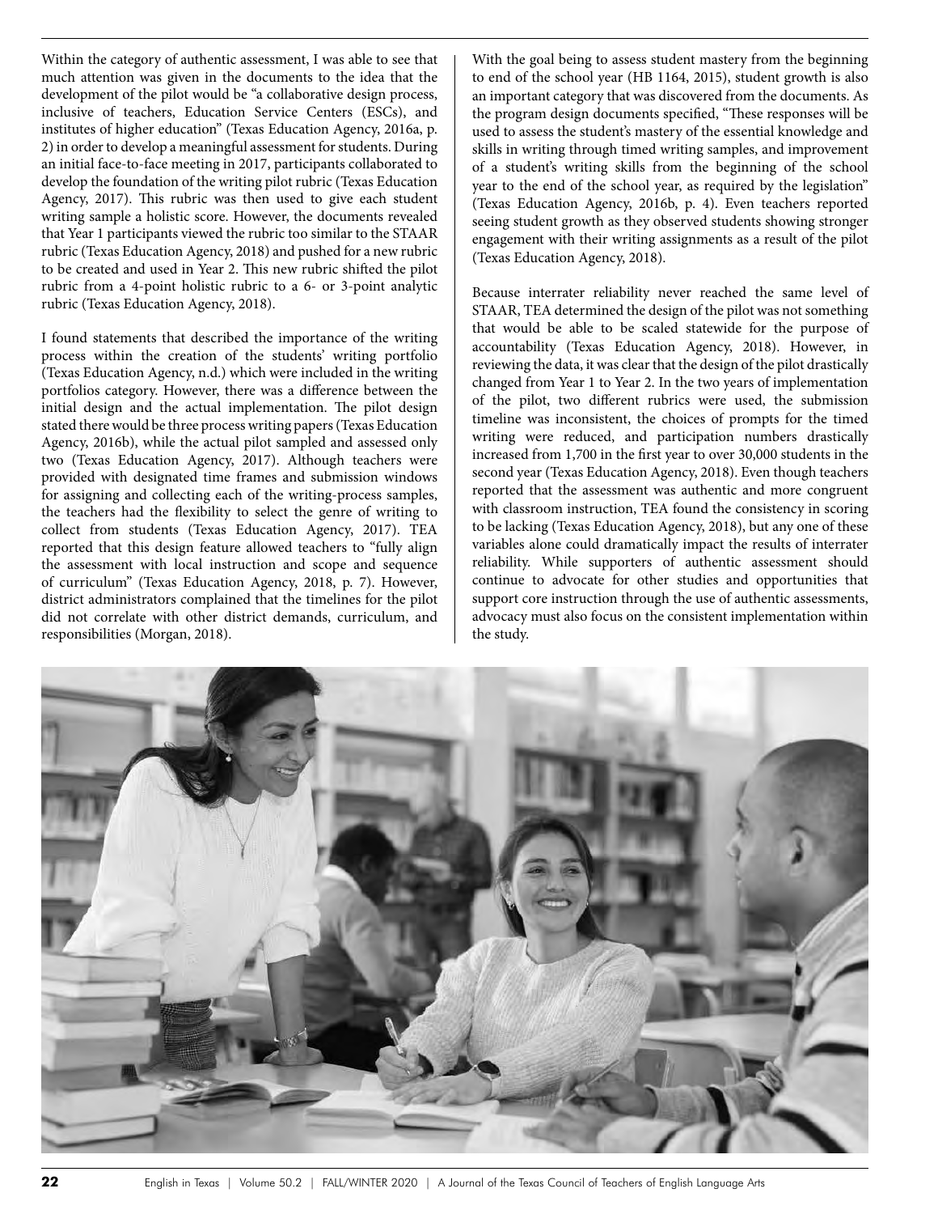Within the category of authentic assessment, I was able to see that much attention was given in the documents to the idea that the development of the pilot would be "a collaborative design process, inclusive of teachers, Education Service Centers (ESCs), and institutes of higher education" (Texas Education Agency, 2016a, p. 2) in order to develop a meaningful assessment for students. During an initial face-to-face meeting in 2017, participants collaborated to develop the foundation of the writing pilot rubric (Texas Education Agency, 2017). This rubric was then used to give each student writing sample a holistic score. However, the documents revealed that Year 1 participants viewed the rubric too similar to the STAAR rubric (Texas Education Agency, 2018) and pushed for a new rubric to be created and used in Year 2. This new rubric shifted the pilot rubric from a 4-point holistic rubric to a 6- or 3-point analytic rubric (Texas Education Agency, 2018).

I found statements that described the importance of the writing process within the creation of the students' writing portfolio (Texas Education Agency, n.d.) which were included in the writing portfolios category. However, there was a difference between the initial design and the actual implementation. The pilot design stated there would be three process writing papers (Texas Education Agency, 2016b), while the actual pilot sampled and assessed only two (Texas Education Agency, 2017). Although teachers were provided with designated time frames and submission windows for assigning and collecting each of the writing-process samples, the teachers had the flexibility to select the genre of writing to collect from students (Texas Education Agency, 2017). TEA reported that this design feature allowed teachers to "fully align the assessment with local instruction and scope and sequence of curriculum" (Texas Education Agency, 2018, p. 7). However, district administrators complained that the timelines for the pilot did not correlate with other district demands, curriculum, and responsibilities (Morgan, 2018).

With the goal being to assess student mastery from the beginning to end of the school year (HB 1164, 2015), student growth is also an important category that was discovered from the documents. As the program design documents specified, "These responses will be used to assess the student's mastery of the essential knowledge and skills in writing through timed writing samples, and improvement of a student's writing skills from the beginning of the school year to the end of the school year, as required by the legislation" (Texas Education Agency, 2016b, p. 4). Even teachers reported seeing student growth as they observed students showing stronger engagement with their writing assignments as a result of the pilot (Texas Education Agency, 2018).

Because interrater reliability never reached the same level of STAAR, TEA determined the design of the pilot was not something that would be able to be scaled statewide for the purpose of accountability (Texas Education Agency, 2018). However, in reviewing the data, it was clear that the design of the pilot drastically changed from Year 1 to Year 2. In the two years of implementation of the pilot, two different rubrics were used, the submission timeline was inconsistent, the choices of prompts for the timed writing were reduced, and participation numbers drastically increased from 1,700 in the first year to over 30,000 students in the second year (Texas Education Agency, 2018). Even though teachers reported that the assessment was authentic and more congruent with classroom instruction, TEA found the consistency in scoring to be lacking (Texas Education Agency, 2018), but any one of these variables alone could dramatically impact the results of interrater reliability. While supporters of authentic assessment should continue to advocate for other studies and opportunities that support core instruction through the use of authentic assessments, advocacy must also focus on the consistent implementation within the study.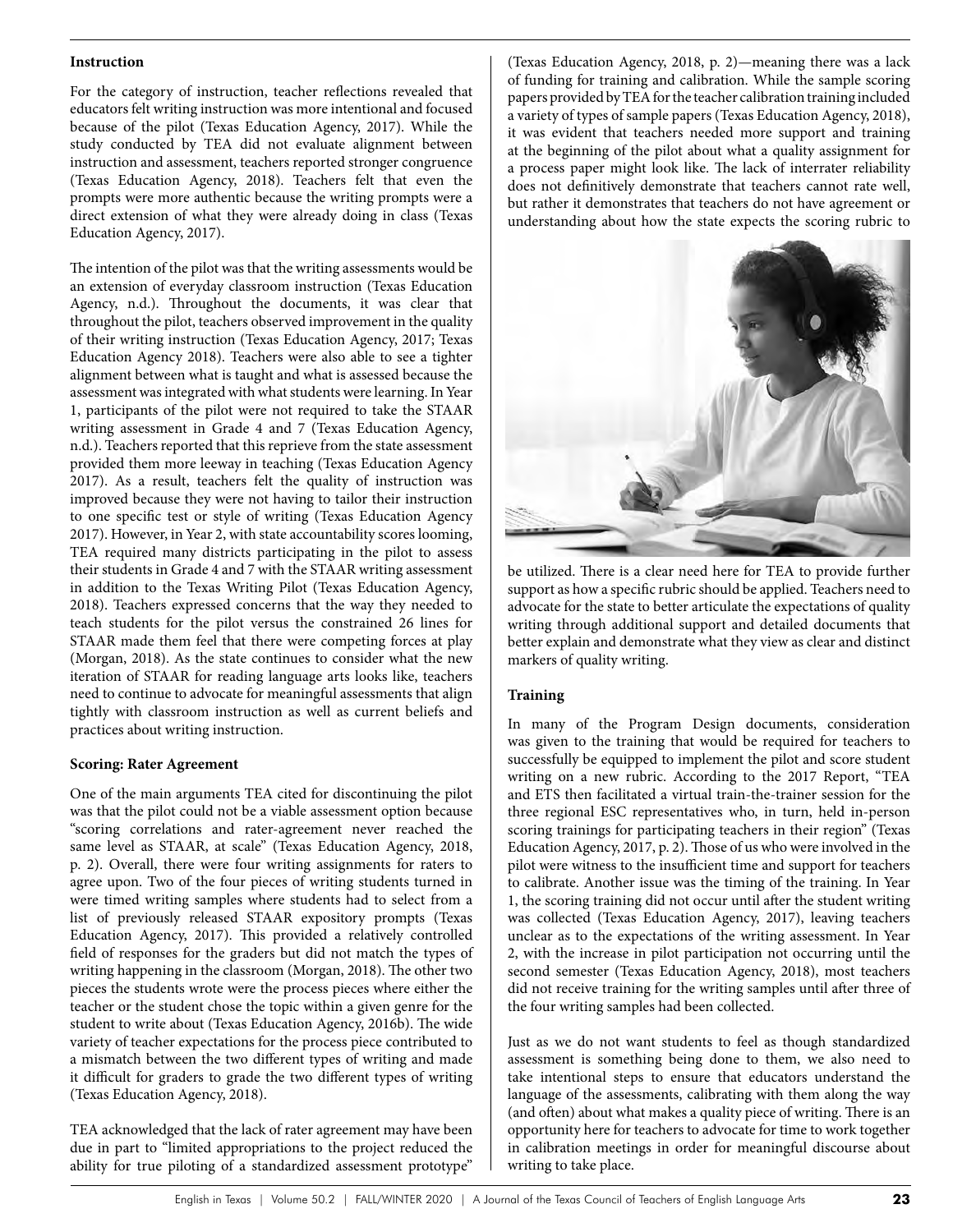### Instruction

For the category of instruction, teacher reflections revealed that educators felt writing instruction was more intentional and focused because of the pilot (Texas Education Agency, 2017). While the study conducted by TEA did not evaluate alignment between instruction and assessment, teachers reported stronger congruence (Texas Education Agency, 2018). Teachers felt that even the prompts were more authentic because the writing prompts were a direct extension of what they were already doing in class (Texas Education Agency, 2017).

The intention of the pilot was that the writing assessments would be an extension of everyday classroom instruction (Texas Education Agency, n.d.). Throughout the documents, it was clear that throughout the pilot, teachers observed improvement in the quality of their writing instruction (Texas Education Agency, 2017; Texas Education Agency 2018). Teachers were also able to see a tighter alignment between what is taught and what is assessed because the assessment was integrated with what students were learning. In Year 1, participants of the pilot were not required to take the STAAR writing assessment in Grade 4 and 7 (Texas Education Agency, n.d.). Teachers reported that this reprieve from the state assessment provided them more leeway in teaching (Texas Education Agency 2017). As a result, teachers felt the quality of instruction was improved because they were not having to tailor their instruction to one specific test or style of writing (Texas Education Agency 2017). However, in Year 2, with state accountability scores looming, TEA required many districts participating in the pilot to assess their students in Grade 4 and 7 with the STAAR writing assessment in addition to the Texas Writing Pilot (Texas Education Agency, 2018). Teachers expressed concerns that the way they needed to teach students for the pilot versus the constrained 26 lines for STAAR made them feel that there were competing forces at play (Morgan, 2018). As the state continues to consider what the new iteration of STAAR for reading language arts looks like, teachers need to continue to advocate for meaningful assessments that align tightly with classroom instruction as well as current beliefs and practices about writing instruction.

### Scoring: Rater Agreement

One of the main arguments TEA cited for discontinuing the pilot was that the pilot could not be a viable assessment option because "scoring correlations and rater-agreement never reached the same level as STAAR, at scale" (Texas Education Agency, 2018, p. 2). Overall, there were four writing assignments for raters to agree upon. Two of the four pieces of writing students turned in were timed writing samples where students had to select from a list of previously released STAAR expository prompts (Texas Education Agency, 2017). This provided a relatively controlled field of responses for the graders but did not match the types of writing happening in the classroom (Morgan, 2018). The other two pieces the students wrote were the process pieces where either the teacher or the student chose the topic within a given genre for the student to write about (Texas Education Agency, 2016b). The wide variety of teacher expectations for the process piece contributed to a mismatch between the two different types of writing and made it difficult for graders to grade the two different types of writing (Texas Education Agency, 2018).

TEA acknowledged that the lack of rater agreement may have been due in part to "limited appropriations to the project reduced the ability for true piloting of a standardized assessment prototype" (Texas Education Agency, 2018, p. 2)—meaning there was a lack of funding for training and calibration. While the sample scoring papers provided by TEA for the teacher calibration training included a variety of types of sample papers (Texas Education Agency, 2018), it was evident that teachers needed more support and training at the beginning of the pilot about what a quality assignment for a process paper might look like. The lack of interrater reliability does not definitively demonstrate that teachers cannot rate well, but rather it demonstrates that teachers do not have agreement or understanding about how the state expects the scoring rubric to be utilized. There is a clear need here for TEA to provide further support as how a specific rubric should be applied. Teachers need to advocate for the state to better articulate the expectations of quality writing through additional support and detailed documents that better explain and demonstrate what they view as clear and distinct markers of quality writing.

### Training

In many of the Program Design documents, consideration was given to the training that would be required for teachers to successfully be equipped to implement the pilot and score student writing on a new rubric. According to the 2017 Report, "TEA and ETS then facilitated a virtual train-the-trainer session for the three regional ESC representatives who, in turn, held in-person scoring trainings for participating teachers in their region" (Texas Education Agency, 2017, p. 2). Those of us who were involved in the pilot were witness to the insufficient time and support for teachers to calibrate. Another issue was the timing of the training. In Year 1, the scoring training did not occur until after the student writing was collected (Texas Education Agency, 2017), leaving teachers unclear as to the expectations of the writing assessment. In Year 2, with the increase in pilot participation not occurring until the second semester (Texas Education Agency, 2018), most teachers did not receive training for the writing samples until after three of the four writing samples had been collected.

Just as we do not want students to feel as though standardized assessment is something being done to them, we also need to take intentional steps to ensure that educators understand the language of the assessments, calibrating with them along the way (and often) about what makes a quality piece of writing. There is an opportunity here for teachers to advocate for time to work together in calibration meetings in order for meaningful discourse about writing to take place.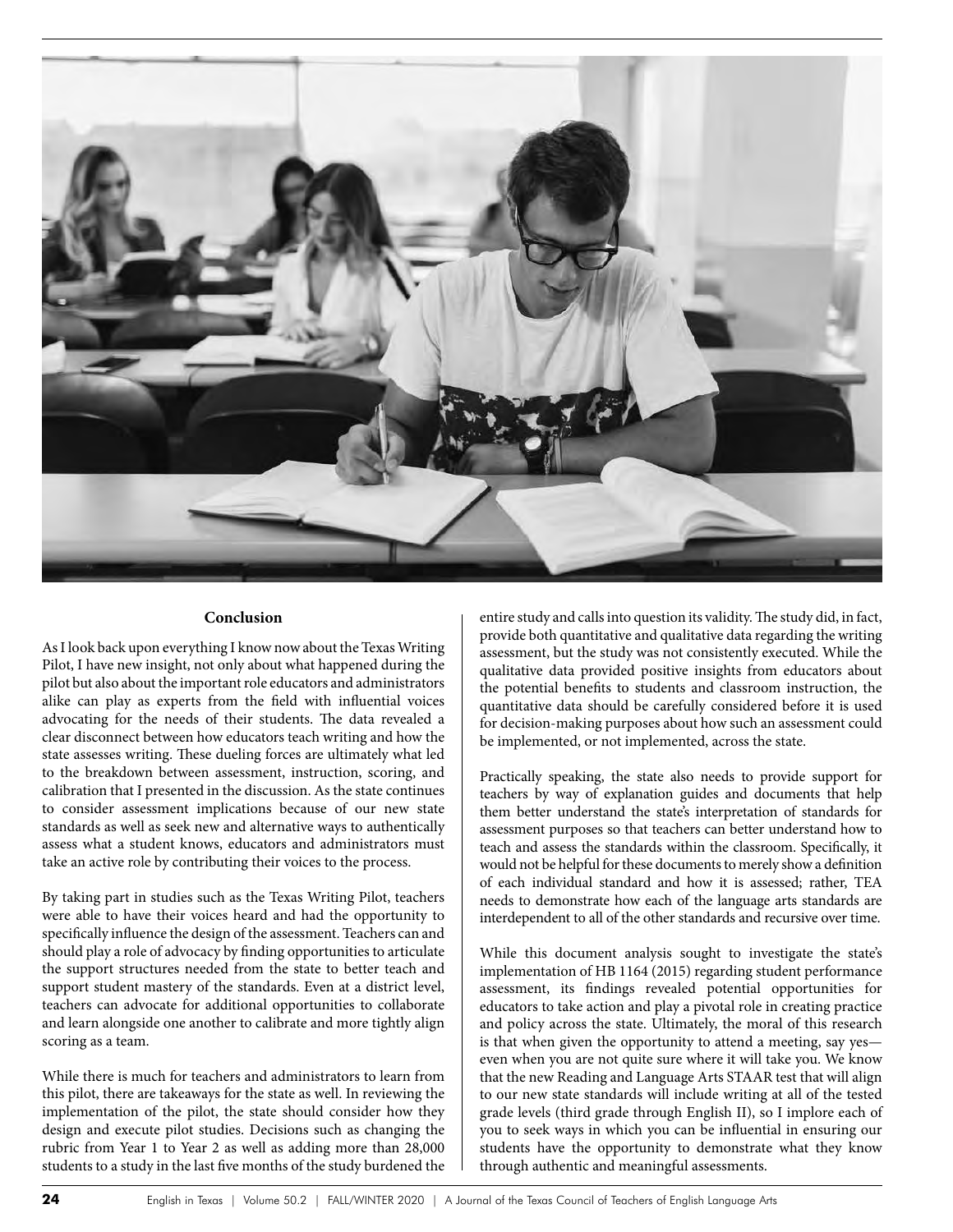## Conclusion

As I look back upon everything I know now about the Texas Writing Pilot, I have new insight, not only about what happened during the pilot but also about the important role educators and administrators alike can play as experts from the field with influential voices advocating for the needs of their students. The data revealed a clear disconnect between how educators teach writing and how the state assesses writing. These dueling forces are ultimately what led to the breakdown between assessment, instruction, scoring, and calibration that I presented in the discussion. As the state continues to consider assessment implications because of our new state standards as well as seek new and alternative ways to authentically assess what a student knows, educators and administrators must take an active role by contributing their voices to the process.

By taking part in studies such as the Texas Writing Pilot, teachers were able to have their voices heard and had the opportunity to specifically influence the design of the assessment. Teachers can and should play a role of advocacy by finding opportunities to articulate the support structures needed from the state to better teach and support student mastery of the standards. Even at a district level, teachers can advocate for additional opportunities to collaborate and learn alongside one another to calibrate and more tightly align scoring as a team.

While there is much for teachers and administrators to learn from this pilot, there are takeaways for the state as well. In reviewing the implementation of the pilot, the state should consider how they design and execute pilot studies. Decisions such as changing the rubric from Year 1 to Year 2 as well as adding more than 28,000 students to a study in the last five months of the study burdened the entire study and calls into question its validity. The study did, in fact, provide both quantitative and qualitative data regarding the writing assessment, but the study was not consistently executed. While the qualitative data provided positive insights from educators about the potential benefits to students and classroom instruction, the quantitative data should be carefully considered before it is used for decision-making purposes about how such an assessment could be implemented, or not implemented, across the state.

Practically speaking, the state also needs to provide support for teachers by way of explanation guides and documents that help them better understand the state's interpretation of standards for assessment purposes so that teachers can better understand how to teach and assess the standards within the classroom. Specifically, it would not be helpful for these documents to merely show a definition of each individual standard and how it is assessed; rather, TEA needs to demonstrate how each of the language arts standards are interdependent to all of the other standards and recursive over time.

While this document analysis sought to investigate the state's implementation of HB 1164 (2015) regarding student performance assessment, its findings revealed potential opportunities for educators to take action and play a pivotal role in creating practice and policy across the state. Ultimately, the moral of this research is that when given the opportunity to attend a meeting, say yes—even when you are not quite sure where it will take you. We know that the new Reading and Language Arts STAAR test that will align to our new state standards will include writing at all of the tested grade levels (third grade through English II), so I implore each of you to seek ways in which you can be influential in ensuring our students have the opportunity to demonstrate what they know through authentic and meaningful assessments.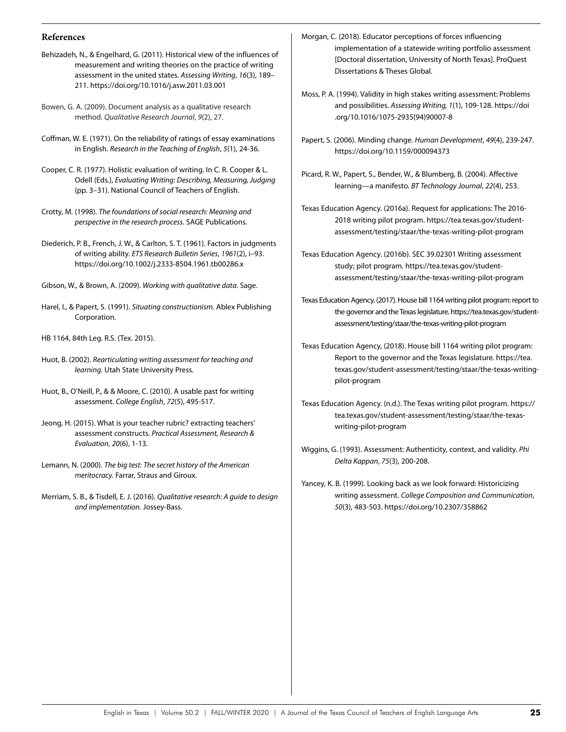## References

Behizadeh, N., & Engelhard, G. (2011). Historical view of the influences of measurement and writing theories on the practice of writing assessment in the united states. *Assessing Writing*, *16*(3), 189–211. https://doi.org/10.1016/j.asw.2011.03.001

Bowen, G. A. (2009). Document analysis as a qualitative research method. *Qualitative Research Journal*, *9*(2), 27.

Coffman, W. E. (1971). On the reliability of ratings of essay examinations in English. *Research in the Teaching of English*, *5*(1), 24-36.

Cooper, C. R. (1977). Holistic evaluation of writing. In C. R. Cooper & L. Odell (Eds.), *Evaluating Writing: Describing, Measuring, Judging* (pp. 3–31). National Council of Teachers of English.

Crotty, M. (1998). *The foundations of social research: Meaning and perspective in the research process*. SAGE Publications.

Diederich, P. B., French, J. W., & Carlton, S. T. (1961). Factors in judgments of writing ability. *ETS Research Bulletin Series*, *1961*(2), i–93. https://doi.org/10.1002/j.2333-8504.1961.tb00286.x

Gibson, W., & Brown, A. (2009). *Working with qualitative data*. Sage.

Harel, I., & Papert, S. (1991). *Situating constructionism*. Ablex Publishing Corporation.

HB 1164, 84th Leg. R.S. (Tex. 2015).

Huot, B. (2002). *Rearticulating writing assessment for teaching and learning.* Utah State University Press.

Huot, B., O'Neill, P., & & Moore, C. (2010). A usable past for writing assessment. *College English*, *72*(5), 495-517.

Jeong, H. (2015). What is your teacher rubric? extracting teachers' assessment constructs. *Practical Assessment, Research & Evaluation*, *20*(6), 1-13.

Lemann, N. (2000). *The big test: The secret history of the American meritocracy.* Farrar, Straus and Giroux.

Merriam, S. B., & Tisdell, E. J. (2016). *Qualitative research: A guide to design and implementation*. Jossey-Bass.

Morgan, C. (2018). Educator perceptions of forces influencing implementation of a statewide writing portfolio assessment [Doctoral dissertation, University of North Texas]. ProQuest Dissertations & Theses Global.

Moss, P. A. (1994). Validity in high stakes writing assessment: Problems and possibilities. *Assessing Writing, 1*(1), 109-128. https://doi .org/10.1016/1075-2935(94)90007-8

Papert, S. (2006). Minding change. *Human Development*, *49*(4), 239-247. https://doi.org/10.1159/000094373

Picard, R. W., Papert, S., Bender, W., & Blumberg, B. (2004). Affective learning—a manifesto. *BT Technology Journal*, *22*(4), 253.

Texas Education Agency. (2016a). Request for applications: The 2016-2018 writing pilot program. https://tea.texas.gov/student-assessment/testing/staar/the-texas-writing-pilot-program

Texas Education Agency. (2016b). SEC 39.02301 Writing assessment study; pilot program. https://tea.texas.gov/student-assessment/testing/staar/the-texas-writing-pilot-program

Texas Education Agency. (2017). House bill 1164 writing pilot program: report to the governor and the Texas legislature. https://tea.texas.gov/student-assessment/testing/staar/the-texas-writing-pilot-program

Texas Education Agency, (2018). House bill 1164 writing pilot program: Report to the governor and the Texas legislature. https://tea.texas.gov/student-assessment/testing/staar/the-texas-writing-pilot-program

Texas Education Agency. (n.d.). The Texas writing pilot program. https://tea.texas.gov/student-assessment/testing/staar/the-texas-writing-pilot-program

Wiggins, G. (1993). Assessment: Authenticity, context, and validity. *Phi Delta Kappan*, *75*(3), 200-208.

Yancey, K. B. (1999). Looking back as we look forward: Historicizing writing assessment. *College Composition and Communication*, *50*(3), 483-503. https://doi.org/10.2307/358862